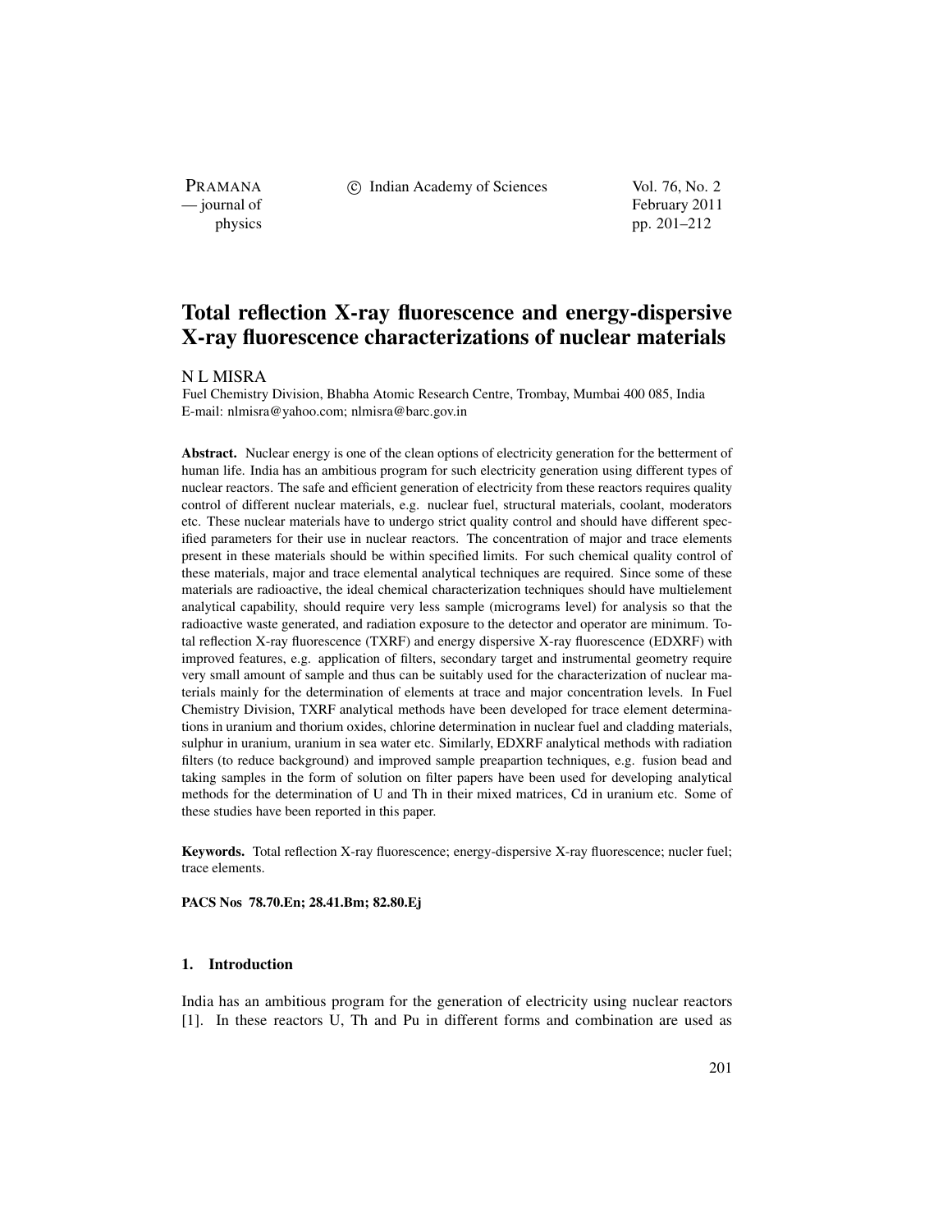# Total reflection X-ray fluorescence and energy-dispersive X-ray fluorescence characterizations of nuclear materials

N L MISRA

Fuel Chemistry Division, Bhabha Atomic Research Centre, Trombay, Mumbai 400 085, India
E-mail: nlmisra@yahoo.com; nlmisra@barc.gov.in

**Abstract.** Nuclear energy is one of the clean options of electricity generation for the betterment of human life. India has an ambitious program for such electricity generation using different types of nuclear reactors. The safe and efficient generation of electricity from these reactors requires quality control of different nuclear materials, e.g. nuclear fuel, structural materials, coolant, moderators etc. These nuclear materials have to undergo strict quality control and should have different specified parameters for their use in nuclear reactors. The concentration of major and trace elements present in these materials should be within specified limits. For such chemical quality control of these materials, major and trace elemental analytical techniques are required. Since some of these materials are radioactive, the ideal chemical characterization techniques should have multielement analytical capability, should require very less sample (micrograms level) for analysis so that the radioactive waste generated, and radiation exposure to the detector and operator are minimum. Total reflection X-ray fluorescence (TXRF) and energy dispersive X-ray fluorescence (EDXRF) with improved features, e.g. application of filters, secondary target and instrumental geometry require very small amount of sample and thus can be suitably used for the characterization of nuclear materials mainly for the determination of elements at trace and major concentration levels. In Fuel Chemistry Division, TXRF analytical methods have been developed for trace element determinations in uranium and thorium oxides, chlorine determination in nuclear fuel and cladding materials, sulphur in uranium, uranium in sea water etc. Similarly, EDXRF analytical methods with radiation filters (to reduce background) and improved sample preapartion techniques, e.g. fusion bead and taking samples in the form of solution on filter papers have been used for developing analytical methods for the determination of U and Th in their mixed matrices, Cd in uranium etc. Some of these studies have been reported in this paper.

**Keywords.** Total reflection X-ray fluorescence; energy-dispersive X-ray fluorescence; nucler fuel; trace elements.

**PACS Nos 78.70.En; 28.41.Bm; 82.80.Ej**

## 1. Introduction

India has an ambitious program for the generation of electricity using nuclear reactors [1]. In these reactors U, Th and Pu in different forms and combination are used as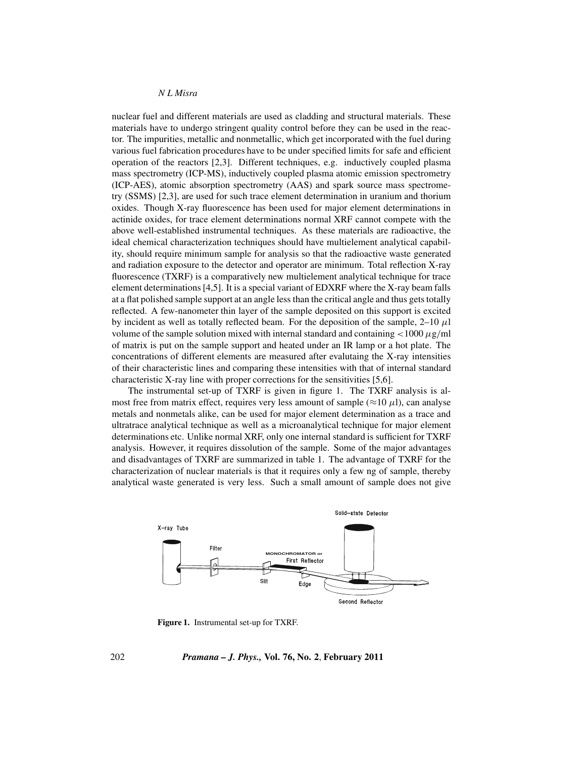nuclear fuel and different materials are used as cladding and structural materials. These materials have to undergo stringent quality control before they can be used in the reactor. The impurities, metallic and nonmetallic, which get incorporated with the fuel during various fuel fabrication procedures have to be under specified limits for safe and efficient operation of the reactors [2,3]. Different techniques, e.g. inductively coupled plasma mass spectrometry (ICP-MS), inductively coupled plasma atomic emission spectrometry (ICP-AES), atomic absorption spectrometry (AAS) and spark source mass spectrometry (SSMS) [2,3], are used for such trace element determination in uranium and thorium oxides. Though X-ray fluorescence has been used for major element determinations in actinide oxides, for trace element determinations normal XRF cannot compete with the above well-established instrumental techniques. As these materials are radioactive, the ideal chemical characterization techniques should have multielement analytical capability, should require minimum sample for analysis so that the radioactive waste generated and radiation exposure to the detector and operator are minimum. Total reflection X-ray fluorescence (TXRF) is a comparatively new multielement analytical technique for trace element determinations [4,5]. It is a special variant of EDXRF where the X-ray beam falls at a flat polished sample support at an angle less than the critical angle and thus gets totally reflected. A few-nanometer thin layer of the sample deposited on this support is excited by incident as well as totally reflected beam. For the deposition of the sample, 2–10 $\mu$l volume of the sample solution mixed with internal standard and containing $<1000\ \mu$g/ml of matrix is put on the sample support and heated under an IR lamp or a hot plate. The concentrations of different elements are measured after evalutaing the X-ray intensities of their characteristic lines and comparing these intensities with that of internal standard characteristic X-ray line with proper corrections for the sensitivities [5,6].

The instrumental set-up of TXRF is given in figure 1. The TXRF analysis is almost free from matrix effect, requires very less amount of sample ($\approx$10 $\mu$l), can analyse metals and nonmetals alike, can be used for major element determination as a trace and ultratrace analytical technique as well as a microanalytical technique for major element determinations etc. Unlike normal XRF, only one internal standard is sufficient for TXRF analysis. However, it requires dissolution of the sample. Some of the major advantages and disadvantages of TXRF are summarized in table 1. The advantage of TXRF for the characterization of nuclear materials is that it requires only a few ng of sample, thereby analytical waste generated is very less. Such a small amount of sample does not give

**Figure 1.** Instrumental set-up for TXRF.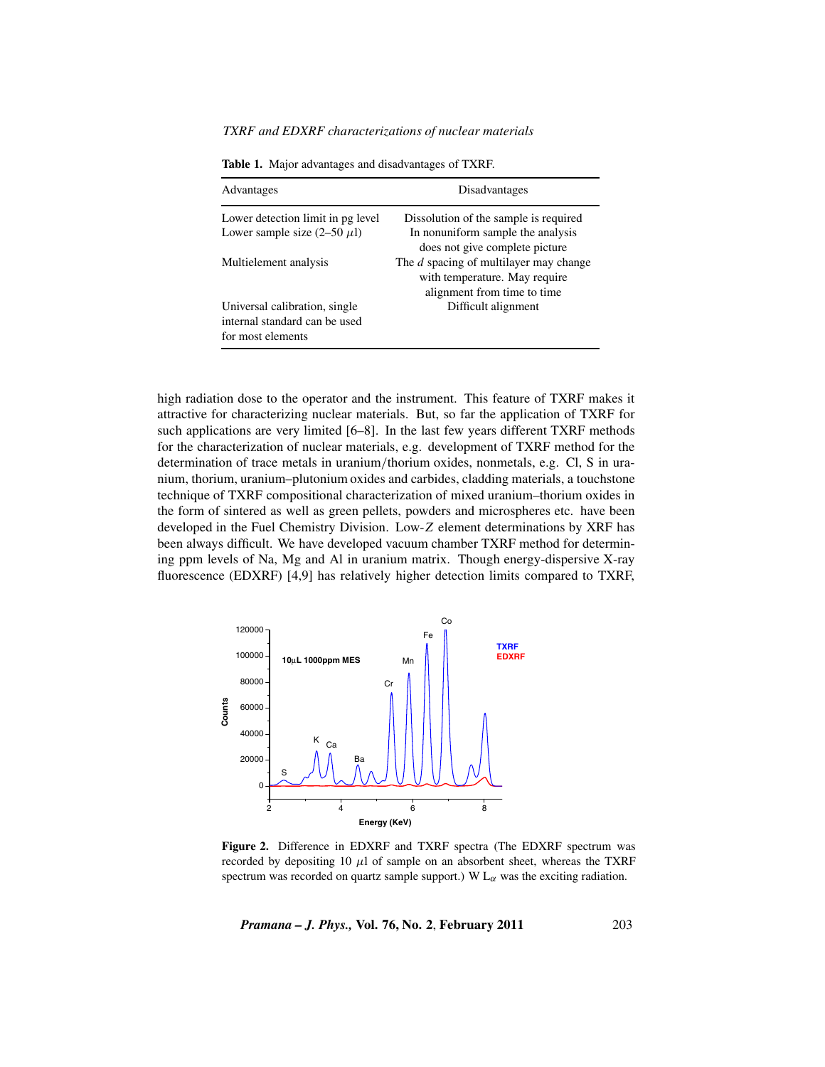**Table 1.** Major advantages and disadvantages of TXRF.

| Advantages | Disadvantages |
| --- | --- |
| Lower detection limit in pg level | Dissolution of the sample is required |
| Lower sample size (2–50 $\mu$l) | In nonuniform sample the analysis does not give complete picture |
| Multielement analysis | The $d$ spacing of multilayer may change with temperature. May require alignment from time to time |
| Universal calibration, single internal standard can be used for most elements | Difficult alignment |

high radiation dose to the operator and the instrument. This feature of TXRF makes it attractive for characterizing nuclear materials. But, so far the application of TXRF for such applications are very limited [6–8]. In the last few years different TXRF methods for the characterization of nuclear materials, e.g. development of TXRF method for the determination of trace metals in uranium/thorium oxides, nonmetals, e.g. Cl, S in uranium, thorium, uranium–plutonium oxides and carbides, cladding materials, a touchstone technique of TXRF compositional characterization of mixed uranium–thorium oxides in the form of sintered as well as green pellets, powders and microspheres etc. have been developed in the Fuel Chemistry Division. Low-$Z$ element determinations by XRF has been always difficult. We have developed vacuum chamber TXRF method for determining ppm levels of Na, Mg and Al in uranium matrix. Though energy-dispersive X-ray fluorescence (EDXRF) [4,9] has relatively higher detection limits compared to TXRF,

**Figure 2.** Difference in EDXRF and TXRF spectra (The EDXRF spectrum was recorded by depositing 10 $\mu$l of sample on an absorbent sheet, whereas the TXRF spectrum was recorded on quartz sample support.) W $L_\alpha$ was the exciting radiation.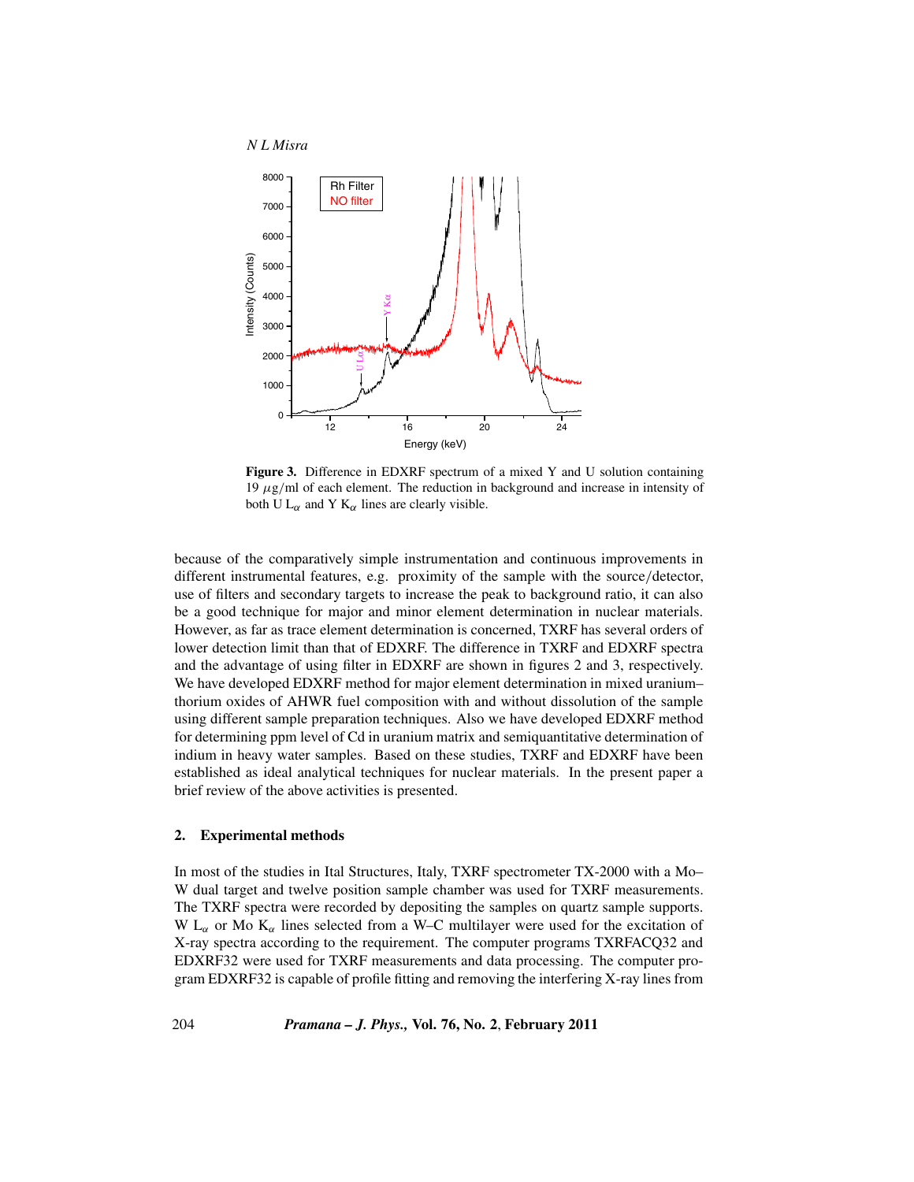**Figure 3.** Difference in EDXRF spectrum of a mixed Y and U solution containing 19 $\mu$g/ml of each element. The reduction in background and increase in intensity of both U $L_\alpha$ and Y $K_\alpha$ lines are clearly visible.

because of the comparatively simple instrumentation and continuous improvements in different instrumental features, e.g. proximity of the sample with the source/detector, use of filters and secondary targets to increase the peak to background ratio, it can also be a good technique for major and minor element determination in nuclear materials. However, as far as trace element determination is concerned, TXRF has several orders of lower detection limit than that of EDXRF. The difference in TXRF and EDXRF spectra and the advantage of using filter in EDXRF are shown in figures 2 and 3, respectively. We have developed EDXRF method for major element determination in mixed uranium–thorium oxides of AHWR fuel composition with and without dissolution of the sample using different sample preparation techniques. Also we have developed EDXRF method for determining ppm level of Cd in uranium matrix and semiquantitative determination of indium in heavy water samples. Based on these studies, TXRF and EDXRF have been established as ideal analytical techniques for nuclear materials. In the present paper a brief review of the above activities is presented.

## 2. Experimental methods

In most of the studies in Ital Structures, Italy, TXRF spectrometer TX-2000 with a Mo–W dual target and twelve position sample chamber was used for TXRF measurements. The TXRF spectra were recorded by depositing the samples on quartz sample supports. W $L_\alpha$ or Mo $K_\alpha$ lines selected from a W–C multilayer were used for the excitation of X-ray spectra according to the requirement. The computer programs TXRFACQ32 and EDXRF32 were used for TXRF measurements and data processing. The computer program EDXRF32 is capable of profile fitting and removing the interfering X-ray lines from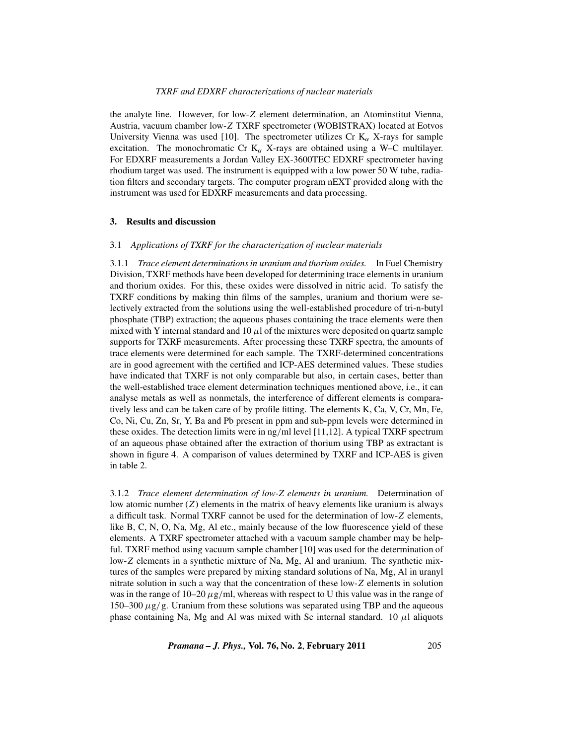the analyte line. However, for low-$Z$ element determination, an Atominstitut Vienna, Austria, vacuum chamber low-$Z$ TXRF spectrometer (WOBISTRAX) located at Eotvos University Vienna was used [10]. The spectrometer utilizes Cr $K_\alpha$ X-rays for sample excitation. The monochromatic Cr $K_\alpha$ X-rays are obtained using a W–C multilayer. For EDXRF measurements a Jordan Valley EX-3600TEC EDXRF spectrometer having rhodium target was used. The instrument is equipped with a low power 50 W tube, radiation filters and secondary targets. The computer program nEXT provided along with the instrument was used for EDXRF measurements and data processing.

## 3. Results and discussion

### 3.1 *Applications of TXRF for the characterization of nuclear materials*

3.1.1 *Trace element determinations in uranium and thorium oxides.* In Fuel Chemistry Division, TXRF methods have been developed for determining trace elements in uranium and thorium oxides. For this, these oxides were dissolved in nitric acid. To satisfy the TXRF conditions by making thin films of the samples, uranium and thorium were selectively extracted from the solutions using the well-established procedure of tri-n-butyl phosphate (TBP) extraction; the aqueous phases containing the trace elements were then mixed with Y internal standard and 10 $\mu$l of the mixtures were deposited on quartz sample supports for TXRF measurements. After processing these TXRF spectra, the amounts of trace elements were determined for each sample. The TXRF-determined concentrations are in good agreement with the certified and ICP-AES determined values. These studies have indicated that TXRF is not only comparable but also, in certain cases, better than the well-established trace element determination techniques mentioned above, i.e., it can analyse metals as well as nonmetals, the interference of different elements is comparatively less and can be taken care of by profile fitting. The elements K, Ca, V, Cr, Mn, Fe, Co, Ni, Cu, Zn, Sr, Y, Ba and Pb present in ppm and sub-ppm levels were determined in these oxides. The detection limits were in ng/ml level [11,12]. A typical TXRF spectrum of an aqueous phase obtained after the extraction of thorium using TBP as extractant is shown in figure 4. A comparison of values determined by TXRF and ICP-AES is given in table 2.

3.1.2 *Trace element determination of low-$Z$ elements in uranium.* Determination of low atomic number ($Z$) elements in the matrix of heavy elements like uranium is always a difficult task. Normal TXRF cannot be used for the determination of low-$Z$ elements, like B, C, N, O, Na, Mg, Al etc., mainly because of the low fluorescence yield of these elements. A TXRF spectrometer attached with a vacuum sample chamber may be helpful. TXRF method using vacuum sample chamber [10] was used for the determination of low-$Z$ elements in a synthetic mixture of Na, Mg, Al and uranium. The synthetic mixtures of the samples were prepared by mixing standard solutions of Na, Mg, Al in uranyl nitrate solution in such a way that the concentration of these low-$Z$ elements in solution was in the range of 10–20 $\mu$g/ml, whereas with respect to U this value was in the range of 150–300 $\mu$g/g. Uranium from these solutions was separated using TBP and the aqueous phase containing Na, Mg and Al was mixed with Sc internal standard. 10 $\mu$l aliquots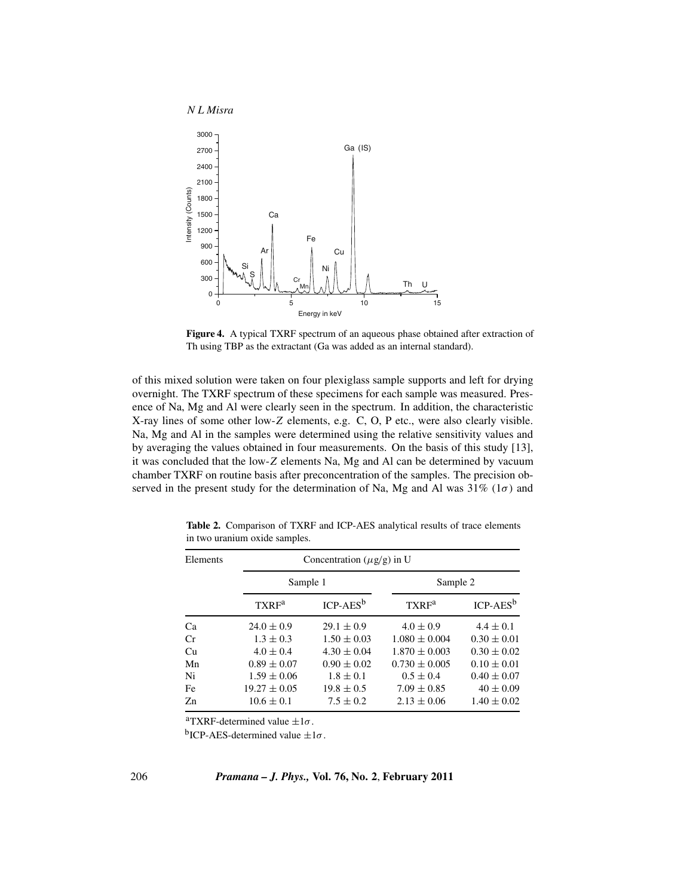**Figure 4.** A typical TXRF spectrum of an aqueous phase obtained after extraction of Th using TBP as the extractant (Ga was added as an internal standard).

of this mixed solution were taken on four plexiglass sample supports and left for drying overnight. The TXRF spectrum of these specimens for each sample was measured. Presence of Na, Mg and Al were clearly seen in the spectrum. In addition, the characteristic X-ray lines of some other low-$Z$ elements, e.g. C, O, P etc., were also clearly visible. Na, Mg and Al in the samples were determined using the relative sensitivity values and by averaging the values obtained in four measurements. On the basis of this study [13], it was concluded that the low-$Z$ elements Na, Mg and Al can be determined by vacuum chamber TXRF on routine basis after preconcentration of the samples. The precision observed in the present study for the determination of Na, Mg and Al was 31% ($1\sigma$) and

**Table 2.** Comparison of TXRF and ICP-AES analytical results of trace elements in two uranium oxide samples.

| Elements | Concentration ($\mu$g/g) in U | | | |
|---|---|---|---|---|
| | Sample 1 | | Sample 2 | |
| | TXRF[a] | ICP-AES[b] | TXRF[a] | ICP-AES[b] |
| Ca | $24.0 \pm 0.9$ | $29.1 \pm 0.9$ | $4.0 \pm 0.9$ | $4.4 \pm 0.1$ |
| Cr | $1.3 \pm 0.3$ | $1.50 \pm 0.03$ | $1.080 \pm 0.004$ | $0.30 \pm 0.01$ |
| Cu | $4.0 \pm 0.4$ | $4.30 \pm 0.04$ | $1.870 \pm 0.003$ | $0.30 \pm 0.02$ |
| Mn | $0.89 \pm 0.07$ | $0.90 \pm 0.02$ | $0.730 \pm 0.005$ | $0.10 \pm 0.01$ |
| Ni | $1.59 \pm 0.06$ | $1.8 \pm 0.1$ | $0.5 \pm 0.4$ | $0.40 \pm 0.07$ |
| Fe | $19.27 \pm 0.05$ | $19.8 \pm 0.5$ | $7.09 \pm 0.85$ | $40 \pm 0.09$ |
| Zn | $10.6 \pm 0.1$ | $7.5 \pm 0.2$ | $2.13 \pm 0.06$ | $1.40 \pm 0.02$ |

[a]TXRF-determined value $\pm 1\sigma$.

[b]ICP-AES-determined value $\pm 1\sigma$.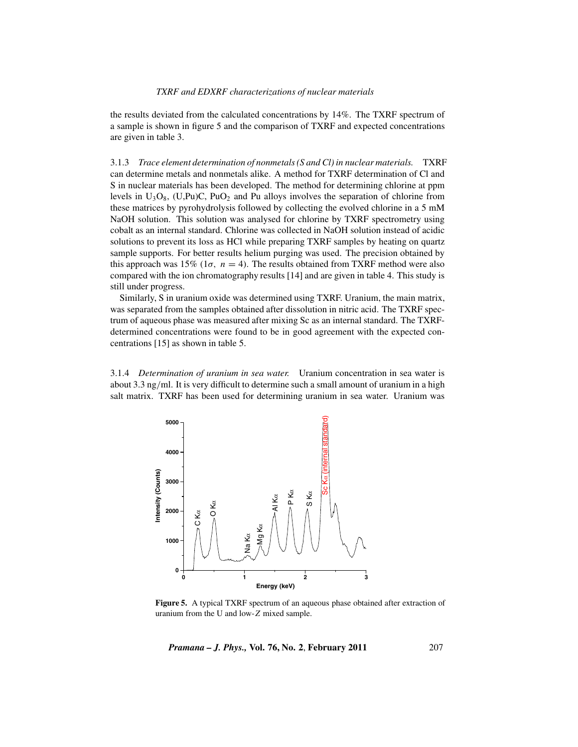the results deviated from the calculated concentrations by 14%. The TXRF spectrum of a sample is shown in figure 5 and the comparison of TXRF and expected concentrations are given in table 3.

3.1.3 *Trace element determination of nonmetals (S and Cl) in nuclear materials.* TXRF can determine metals and nonmetals alike. A method for TXRF determination of Cl and S in nuclear materials has been developed. The method for determining chlorine at ppm levels in $U_3O_8$, (U,Pu)C, $PuO_2$ and Pu alloys involves the separation of chlorine from these matrices by pyrohydrolysis followed by collecting the evolved chlorine in a 5 mM NaOH solution. This solution was analysed for chlorine by TXRF spectrometry using cobalt as an internal standard. Chlorine was collected in NaOH solution instead of acidic solutions to prevent its loss as HCl while preparing TXRF samples by heating on quartz sample supports. For better results helium purging was used. The precision obtained by this approach was 15% ($1\sigma$, $n = 4$). The results obtained from TXRF method were also compared with the ion chromatography results [14] and are given in table 4. This study is still under progress.

Similarly, S in uranium oxide was determined using TXRF. Uranium, the main matrix, was separated from the samples obtained after dissolution in nitric acid. The TXRF spectrum of aqueous phase was measured after mixing Sc as an internal standard. The TXRF-determined concentrations were found to be in good agreement with the expected concentrations [15] as shown in table 5.

3.1.4 *Determination of uranium in sea water.* Uranium concentration in sea water is about 3.3 ng/ml. It is very difficult to determine such a small amount of uranium in a high salt matrix. TXRF has been used for determining uranium in sea water. Uranium was

**Figure 5.** A typical TXRF spectrum of an aqueous phase obtained after extraction of uranium from the U and low-$Z$ mixed sample.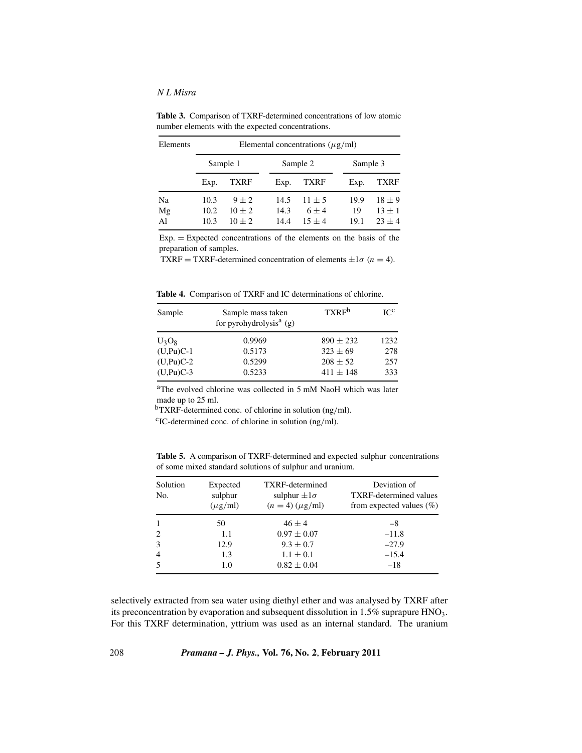**Table 3.** Comparison of TXRF-determined concentrations of low atomic number elements with the expected concentrations.

| Elements | Elemental concentrations ($\mu$g/ml) | | | | | |
|---|---|---|---|---|---|---|
| | Sample 1 | | Sample 2 | | Sample 3 | |
| | Exp. | TXRF | Exp. | TXRF | Exp. | TXRF |
| Na | 10.3 | $9 \pm 2$ | 14.5 | $11 \pm 5$ | 19.9 | $18 \pm 9$ |
| Mg | 10.2 | $10 \pm 2$ | 14.3 | $6 \pm 4$ | 19 | $13 \pm 1$ |
| Al | 10.3 | $10 \pm 2$ | 14.4 | $15 \pm 4$ | 19.1 | $23 \pm 4$ |

Exp. = Expected concentrations of the elements on the basis of the preparation of samples.

TXRF = TXRF-determined concentration of elements $\pm 1\sigma$ ($n = 4$).

**Table 4.** Comparison of TXRF and IC determinations of chlorine.

| Sample | Sample mass taken for pyrohydrolysis[a] (g) | TXRF[b] | IC[c] |
|---|---|---|---|
| $U_3O_8$ | 0.9969 | $890 \pm 232$ | 1232 |
| (U,Pu)C-1 | 0.5173 | $323 \pm 69$ | 278 |
| (U,Pu)C-2 | 0.5299 | $208 \pm 52$ | 257 |
| (U,Pu)C-3 | 0.5233 | $411 \pm 148$ | 333 |

[a]The evolved chlorine was collected in 5 mM NaoH which was later made up to 25 ml.

[b]TXRF-determined conc. of chlorine in solution (ng/ml).

[c]IC-determined conc. of chlorine in solution (ng/ml).

**Table 5.** A comparison of TXRF-determined and expected sulphur concentrations of some mixed standard solutions of sulphur and uranium.

| Solution No. | Expected sulphur ($\mu$g/ml) | TXRF-determined sulphur $\pm 1\sigma$ ($n = 4$) ($\mu$g/ml) | Deviation of TXRF-determined values from expected values (%) |
|---|---|---|---|
| 1 | 50 | $46 \pm 4$ | –8 |
| 2 | 1.1 | $0.97 \pm 0.07$ | –11.8 |
| 3 | 12.9 | $9.3 \pm 0.7$ | –27.9 |
| 4 | 1.3 | $1.1 \pm 0.1$ | –15.4 |
| 5 | 1.0 | $0.82 \pm 0.04$ | –18 |

selectively extracted from sea water using diethyl ether and was analysed by TXRF after its preconcentration by evaporation and subsequent dissolution in 1.5% suprapure $HNO_3$. For this TXRF determination, yttrium was used as an internal standard. The uranium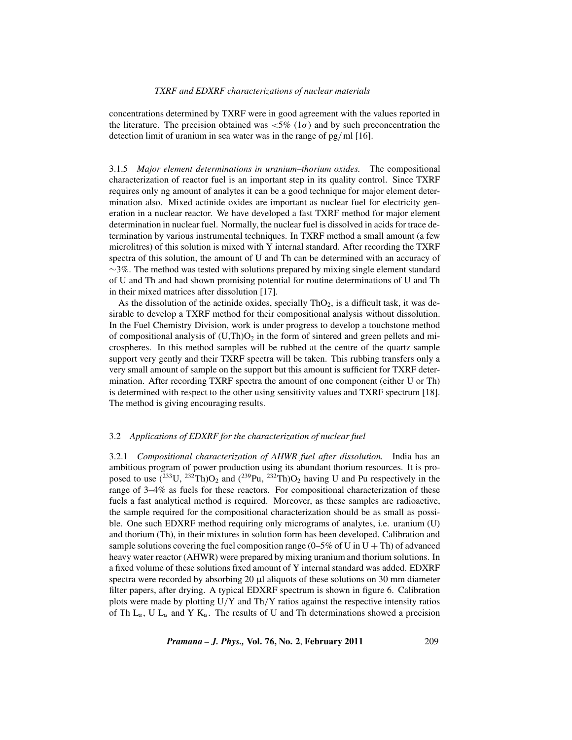concentrations determined by TXRF were in good agreement with the values reported in the literature. The precision obtained was $<5\%$ $(1\sigma)$ and by such preconcentration the detection limit of uranium in sea water was in the range of pg/ml [16].

#### 3.1.5 *Major element determinations in uranium–thorium oxides.*

The compositional characterization of reactor fuel is an important step in its quality control. Since TXRF requires only ng amount of analytes it can be a good technique for major element determination also. Mixed actinide oxides are important as nuclear fuel for electricity generation in a nuclear reactor. We have developed a fast TXRF method for major element determination in nuclear fuel. Normally, the nuclear fuel is dissolved in acids for trace determination by various instrumental techniques. In TXRF method a small amount (a few microlitres) of this solution is mixed with Y internal standard. After recording the TXRF spectra of this solution, the amount of U and Th can be determined with an accuracy of $\sim3\%$. The method was tested with solutions prepared by mixing single element standard of U and Th and had shown promising potential for routine determinations of U and Th in their mixed matrices after dissolution [17].

As the dissolution of the actinide oxides, specially $ThO_2$, is a difficult task, it was desirable to develop a TXRF method for their compositional analysis without dissolution. In the Fuel Chemistry Division, work is under progress to develop a touchstone method of compositional analysis of $(U,Th)O_2$ in the form of sintered and green pellets and microspheres. In this method samples will be rubbed at the centre of the quartz sample support very gently and their TXRF spectra will be taken. This rubbing transfers only a very small amount of sample on the support but this amount is sufficient for TXRF determination. After recording TXRF spectra the amount of one component (either U or Th) is determined with respect to the other using sensitivity values and TXRF spectrum [18]. The method is giving encouraging results.

### 3.2 *Applications of EDXRF for the characterization of nuclear fuel*

#### 3.2.1 *Compositional characterization of AHWR fuel after dissolution.*

India has an ambitious program of power production using its abundant thorium resources. It is proposed to use $(^{233}U, ^{232}Th)O_2$ and $(^{239}Pu, ^{232}Th)O_2$ having U and Pu respectively in the range of 3–4% as fuels for these reactors. For compositional characterization of these fuels a fast analytical method is required. Moreover, as these samples are radioactive, the sample required for the compositional characterization should be as small as possible. One such EDXRF method requiring only micrograms of analytes, i.e. uranium (U) and thorium (Th), in their mixtures in solution form has been developed. Calibration and sample solutions covering the fuel composition range (0–5% of U in U + Th) of advanced heavy water reactor (AHWR) were prepared by mixing uranium and thorium solutions. In a fixed volume of these solutions fixed amount of Y internal standard was added. EDXRF spectra were recorded by absorbing 20 μl aliquots of these solutions on 30 mm diameter filter papers, after drying. A typical EDXRF spectrum is shown in figure 6. Calibration plots were made by plotting U/Y and Th/Y ratios against the respective intensity ratios of Th $L_\alpha$, U $L_\alpha$ and Y $K_\alpha$. The results of U and Th determinations showed a precision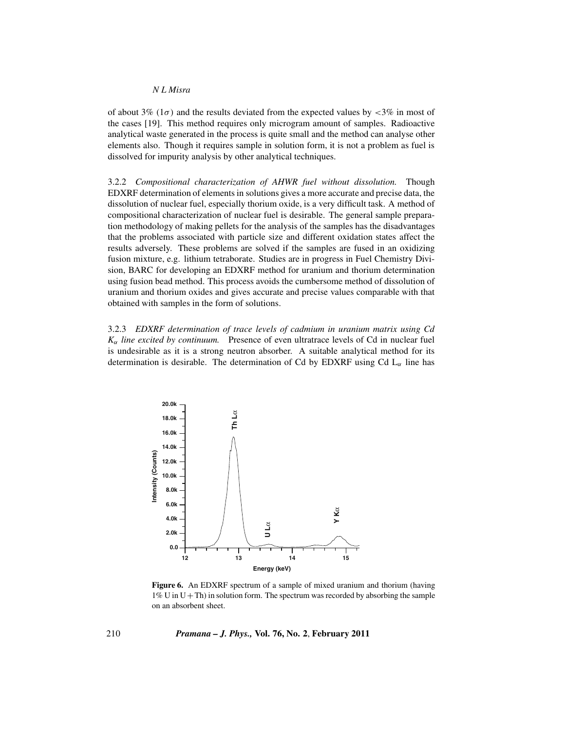of about 3% ($1\sigma$) and the results deviated from the expected values by $<3\%$ in most of the cases [19]. This method requires only microgram amount of samples. Radioactive analytical waste generated in the process is quite small and the method can analyse other elements also. Though it requires sample in solution form, it is not a problem as fuel is dissolved for impurity analysis by other analytical techniques.

3.2.2 *Compositional characterization of AHWR fuel without dissolution.* Though EDXRF determination of elements in solutions gives a more accurate and precise data, the dissolution of nuclear fuel, especially thorium oxide, is a very difficult task. A method of compositional characterization of nuclear fuel is desirable. The general sample preparation methodology of making pellets for the analysis of the samples has the disadvantages that the problems associated with particle size and different oxidation states affect the results adversely. These problems are solved if the samples are fused in an oxidizing fusion mixture, e.g. lithium tetraborate. Studies are in progress in Fuel Chemistry Division, BARC for developing an EDXRF method for uranium and thorium determination using fusion bead method. This process avoids the cumbersome method of dissolution of uranium and thorium oxides and gives accurate and precise values comparable with that obtained with samples in the form of solutions.

3.2.3 *EDXRF determination of trace levels of cadmium in uranium matrix using Cd $K_\alpha$ line excited by continuum.* Presence of even ultratrace levels of Cd in nuclear fuel is undesirable as it is a strong neutron absorber. A suitable analytical method for its determination is desirable. The determination of Cd by EDXRF using Cd $L_\alpha$ line has

**Figure 6.** An EDXRF spectrum of a sample of mixed uranium and thorium (having 1% U in U + Th) in solution form. The spectrum was recorded by absorbing the sample on an absorbent sheet.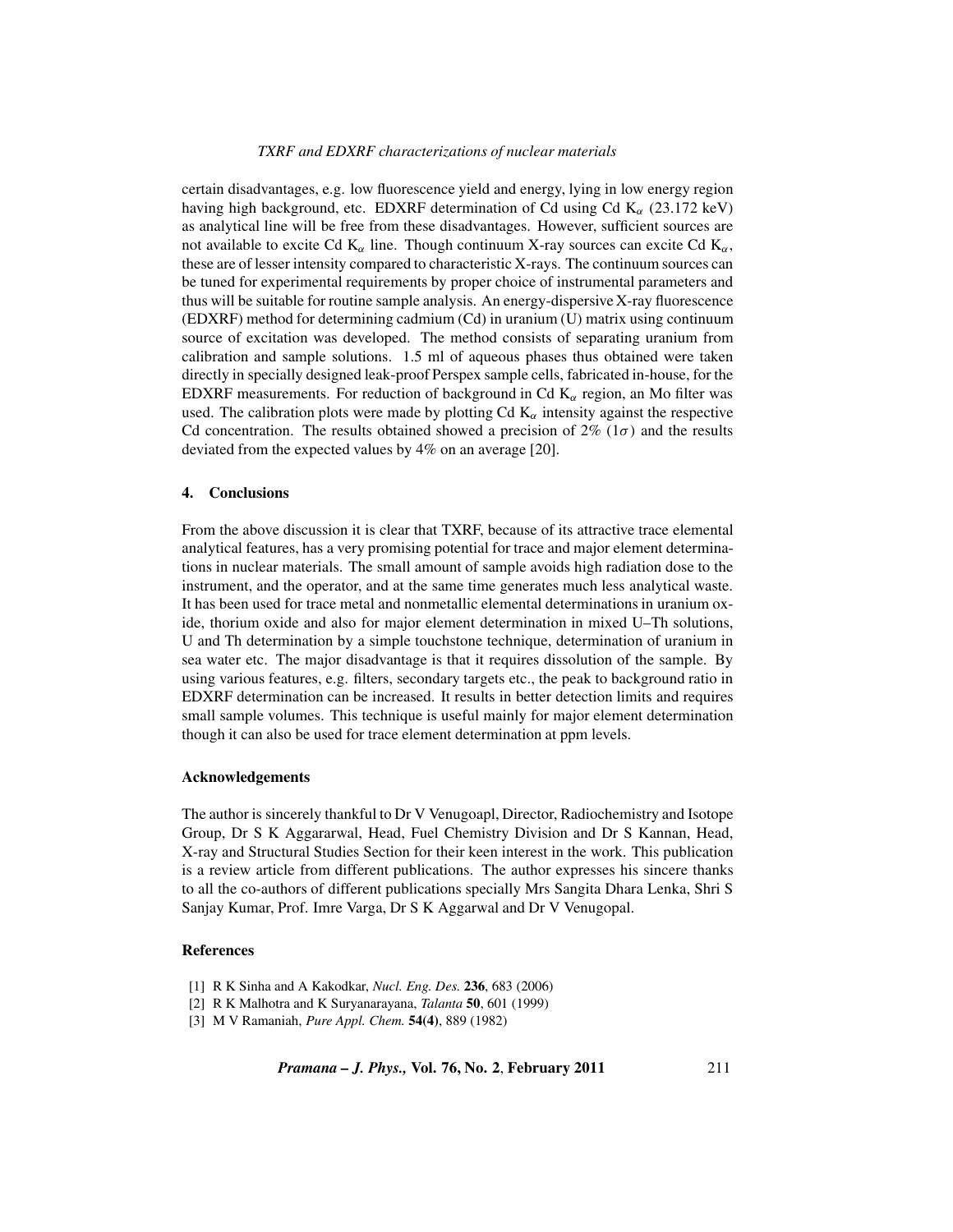certain disadvantages, e.g. low fluorescence yield and energy, lying in low energy region having high background, etc. EDXRF determination of Cd using Cd $K_\alpha$ (23.172 keV) as analytical line will be free from these disadvantages. However, sufficient sources are not available to excite Cd $K_\alpha$ line. Though continuum X-ray sources can excite Cd $K_\alpha$, these are of lesser intensity compared to characteristic X-rays. The continuum sources can be tuned for experimental requirements by proper choice of instrumental parameters and thus will be suitable for routine sample analysis. An energy-dispersive X-ray fluorescence (EDXRF) method for determining cadmium (Cd) in uranium (U) matrix using continuum source of excitation was developed. The method consists of separating uranium from calibration and sample solutions. 1.5 ml of aqueous phases thus obtained were taken directly in specially designed leak-proof Perspex sample cells, fabricated in-house, for the EDXRF measurements. For reduction of background in Cd $K_\alpha$ region, an Mo filter was used. The calibration plots were made by plotting Cd $K_\alpha$ intensity against the respective Cd concentration. The results obtained showed a precision of 2% ($1\sigma$) and the results deviated from the expected values by 4% on an average [20].

## 4. Conclusions

From the above discussion it is clear that TXRF, because of its attractive trace elemental analytical features, has a very promising potential for trace and major element determinations in nuclear materials. The small amount of sample avoids high radiation dose to the instrument, and the operator, and at the same time generates much less analytical waste. It has been used for trace metal and nonmetallic elemental determinations in uranium oxide, thorium oxide and also for major element determination in mixed U–Th solutions, U and Th determination by a simple touchstone technique, determination of uranium in sea water etc. The major disadvantage is that it requires dissolution of the sample. By using various features, e.g. filters, secondary targets etc., the peak to background ratio in EDXRF determination can be increased. It results in better detection limits and requires small sample volumes. This technique is useful mainly for major element determination though it can also be used for trace element determination at ppm levels.

### Acknowledgements

The author is sincerely thankful to Dr V Venugoapl, Director, Radiochemistry and Isotope Group, Dr S K Aggararwal, Head, Fuel Chemistry Division and Dr S Kannan, Head, X-ray and Structural Studies Section for their keen interest in the work. This publication is a review article from different publications. The author expresses his sincere thanks to all the co-authors of different publications specially Mrs Sangita Dhara Lenka, Shri S Sanjay Kumar, Prof. Imre Varga, Dr S K Aggarwal and Dr V Venugopal.

### References

[1] R K Sinha and A Kakodkar, *Nucl. Eng. Des.* **236**, 683 (2006)

[2] R K Malhotra and K Suryanarayana, *Talanta* **50**, 601 (1999)

[3] M V Ramaniah, *Pure Appl. Chem.* **54(4)**, 889 (1982)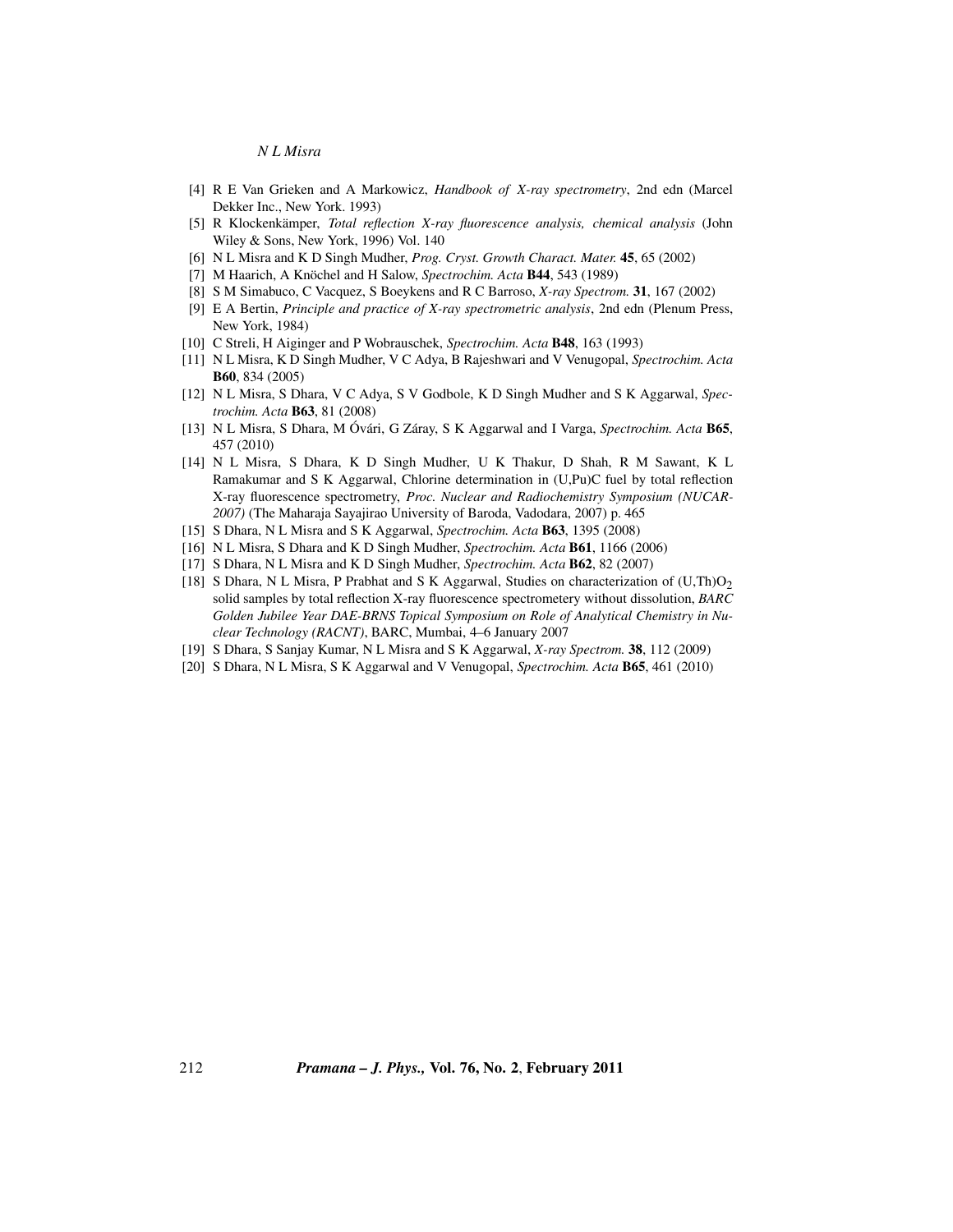[4] R E Van Grieken and A Markowicz, *Handbook of X-ray spectrometry*, 2nd edn (Marcel Dekker Inc., New York. 1993)

[5] R Klockenkämper, *Total reflection X-ray fluorescence analysis, chemical analysis* (John Wiley & Sons, New York, 1996) Vol. 140

[6] N L Misra and K D Singh Mudher, *Prog. Cryst. Growth Charact. Mater.* **45**, 65 (2002)

[7] M Haarich, A Knöchel and H Salow, *Spectrochim. Acta* **B44**, 543 (1989)

[8] S M Simabuco, C Vacquez, S Boeykens and R C Barroso, *X-ray Spectrom.* **31**, 167 (2002)

[9] E A Bertin, *Principle and practice of X-ray spectrometric analysis*, 2nd edn (Plenum Press, New York, 1984)

[10] C Streli, H Aiginger and P Wobrauschek, *Spectrochim. Acta* **B48**, 163 (1993)

[11] N L Misra, K D Singh Mudher, V C Adya, B Rajeshwari and V Venugopal, *Spectrochim. Acta* **B60**, 834 (2005)

[12] N L Misra, S Dhara, V C Adya, S V Godbole, K D Singh Mudher and S K Aggarwal, *Spectrochim. Acta* **B63**, 81 (2008)

[13] N L Misra, S Dhara, M Óvári, G Záray, S K Aggarwal and I Varga, *Spectrochim. Acta* **B65**, 457 (2010)

[14] N L Misra, S Dhara, K D Singh Mudher, U K Thakur, D Shah, R M Sawant, K L Ramakumar and S K Aggarwal, Chlorine determination in (U,Pu)C fuel by total reflection X-ray fluorescence spectrometry, *Proc. Nuclear and Radiochemistry Symposium (NUCAR-2007)* (The Maharaja Sayajirao University of Baroda, Vadodara, 2007) p. 465

[15] S Dhara, N L Misra and S K Aggarwal, *Spectrochim. Acta* **B63**, 1395 (2008)

[16] N L Misra, S Dhara and K D Singh Mudher, *Spectrochim. Acta* **B61**, 1166 (2006)

[17] S Dhara, N L Misra and K D Singh Mudher, *Spectrochim. Acta* **B62**, 82 (2007)

[18] S Dhara, N L Misra, P Prabhat and S K Aggarwal, Studies on characterization of $(U,Th)O_2$ solid samples by total reflection X-ray fluorescence spectrometery without dissolution, *BARC Golden Jubilee Year DAE-BRNS Topical Symposium on Role of Analytical Chemistry in Nuclear Technology (RACNT)*, BARC, Mumbai, 4–6 January 2007

[19] S Dhara, S Sanjay Kumar, N L Misra and S K Aggarwal, *X-ray Spectrom.* **38**, 112 (2009)

[20] S Dhara, N L Misra, S K Aggarwal and V Venugopal, *Spectrochim. Acta* **B65**, 461 (2010)